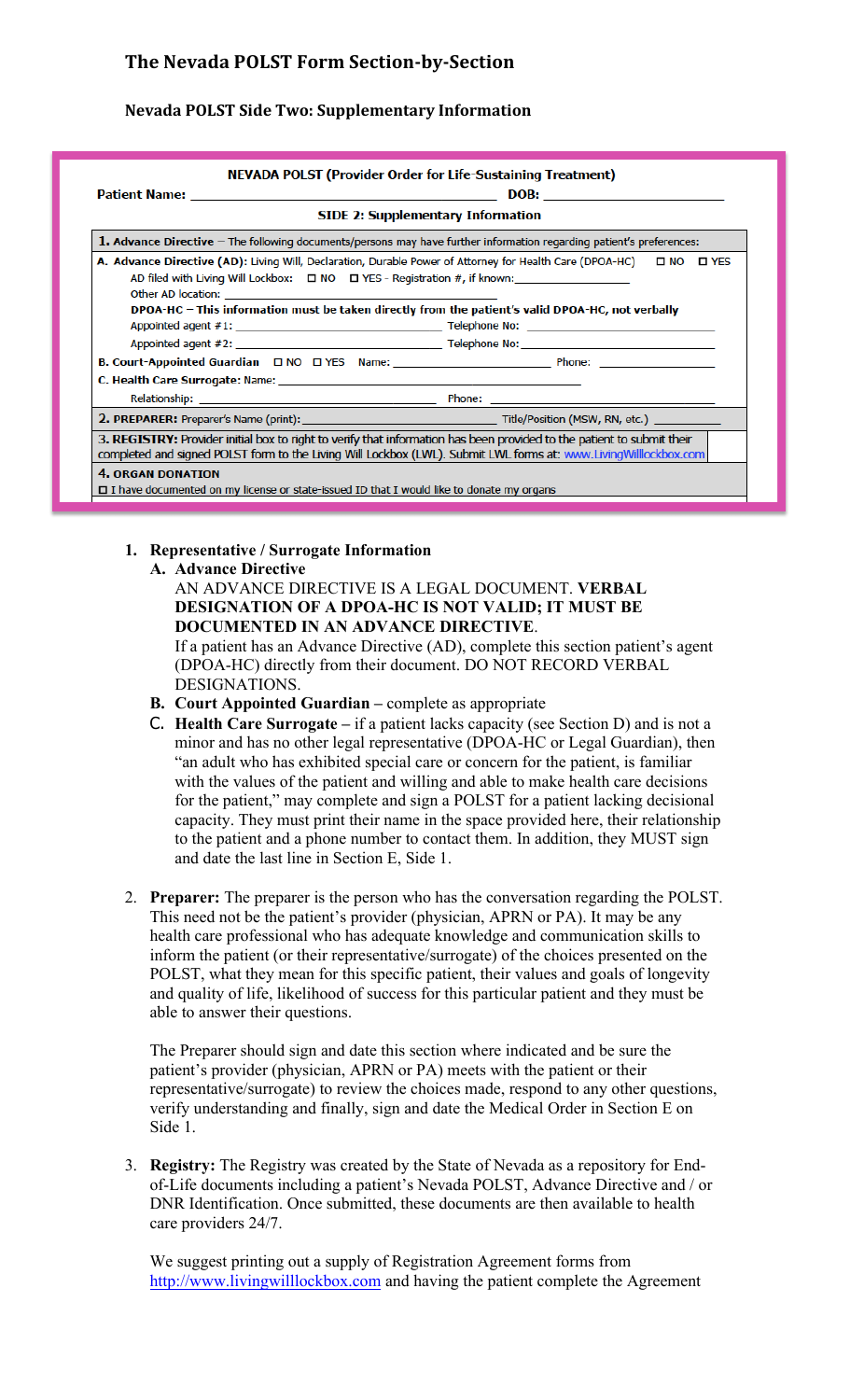## The Nevada POLST Form Section-by-Section

### Nevada POLST Side Two: Supplementary Information

**NEVADA POLST (Provider Order for Life-Sustaining Treatment)**

**Patient Name:** ______________________________ **DOB:** ______________

**SIDE 2: Supplementary Information**

**1. Advance Directive** – The following documents/persons may have further information regarding patient's preferences:

**A. Advance Directive (AD):** Living Will, Declaration, Durable Power of Attorney for Health Care (DPOA-HC) ☐ NO ☐ YES

AD filed with Living Will Lockbox: ☐ NO ☐ YES - Registration #, if known: ______________

Other AD location: ______________________________

**DPOA-HC – This information must be taken directly from the patient's valid DPOA-HC, not verbally**

Appointed agent #1: ______________________ Telephone No: ______________________

Appointed agent #2: ______________________ Telephone No: ______________________

**B. Court-Appointed Guardian** ☐ NO ☐ YES Name: ______________________ Phone: ______________

**C. Health Care Surrogate:** Name: ______________________________

Relationship: ______________________ Phone: ______________________

**2. PREPARER:** Preparer's Name (print): ______________________ Title/Position (MSW, RN, etc.) __________

**3. REGISTRY:** Provider initial box to right to verify that information has been provided to the patient to submit their completed and signed POLST form to the Living Will Lockbox (LWL). Submit LWL forms at: www.LivingWilllockbox.com ☐

**4. ORGAN DONATION**

☐ I have documented on my license or state-issued ID that I would like to donate my organs

1. **Representative / Surrogate Information**
   A. **Advance Directive**
      AN ADVANCE DIRECTIVE IS A LEGAL DOCUMENT. **VERBAL DESIGNATION OF A DPOA-HC IS NOT VALID; IT MUST BE DOCUMENTED IN AN ADVANCE DIRECTIVE**.
      If a patient has an Advance Directive (AD), complete this section patient's agent (DPOA-HC) directly from their document. DO NOT RECORD VERBAL DESIGNATIONS.
   B. **Court Appointed Guardian** – complete as appropriate
   C. **Health Care Surrogate** – if a patient lacks capacity (see Section D) and is not a minor and has no other legal representative (DPOA-HC or Legal Guardian), then "an adult who has exhibited special care or concern for the patient, is familiar with the values of the patient and willing and able to make health care decisions for the patient," may complete and sign a POLST for a patient lacking decisional capacity. They must print their name in the space provided here, their relationship to the patient and a phone number to contact them. In addition, they MUST sign and date the last line in Section E, Side 1.

2. **Preparer:** The preparer is the person who has the conversation regarding the POLST. This need not be the patient's provider (physician, APRN or PA). It may be any health care professional who has adequate knowledge and communication skills to inform the patient (or their representative/surrogate) of the choices presented on the POLST, what they mean for this specific patient, their values and goals of longevity and quality of life, likelihood of success for this particular patient and they must be able to answer their questions.

   The Preparer should sign and date this section where indicated and be sure the patient's provider (physician, APRN or PA) meets with the patient or their representative/surrogate) to review the choices made, respond to any other questions, verify understanding and finally, sign and date the Medical Order in Section E on Side 1.

3. **Registry:** The Registry was created by the State of Nevada as a repository for End-of-Life documents including a patient's Nevada POLST, Advance Directive and / or DNR Identification. Once submitted, these documents are then available to health care providers 24/7.

   We suggest printing out a supply of Registration Agreement forms from http://www.livingwilllockbox.com and having the patient complete the Agreement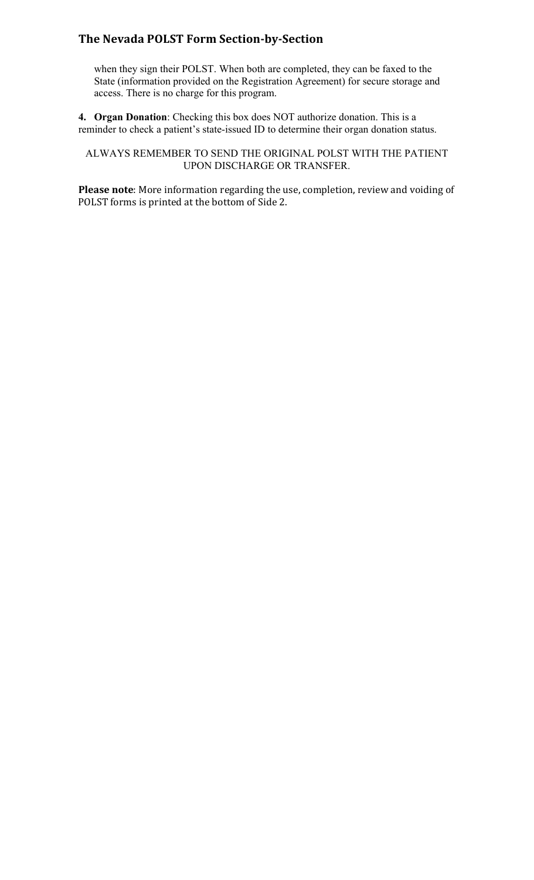when they sign their POLST. When both are completed, they can be faxed to the State (information provided on the Registration Agreement) for secure storage and access. There is no charge for this program.

**4. Organ Donation**: Checking this box does NOT authorize donation. This is a reminder to check a patient's state-issued ID to determine their organ donation status.

ALWAYS REMEMBER TO SEND THE ORIGINAL POLST WITH THE PATIENT UPON DISCHARGE OR TRANSFER.

**Please note**: More information regarding the use, completion, review and voiding of POLST forms is printed at the bottom of Side 2.